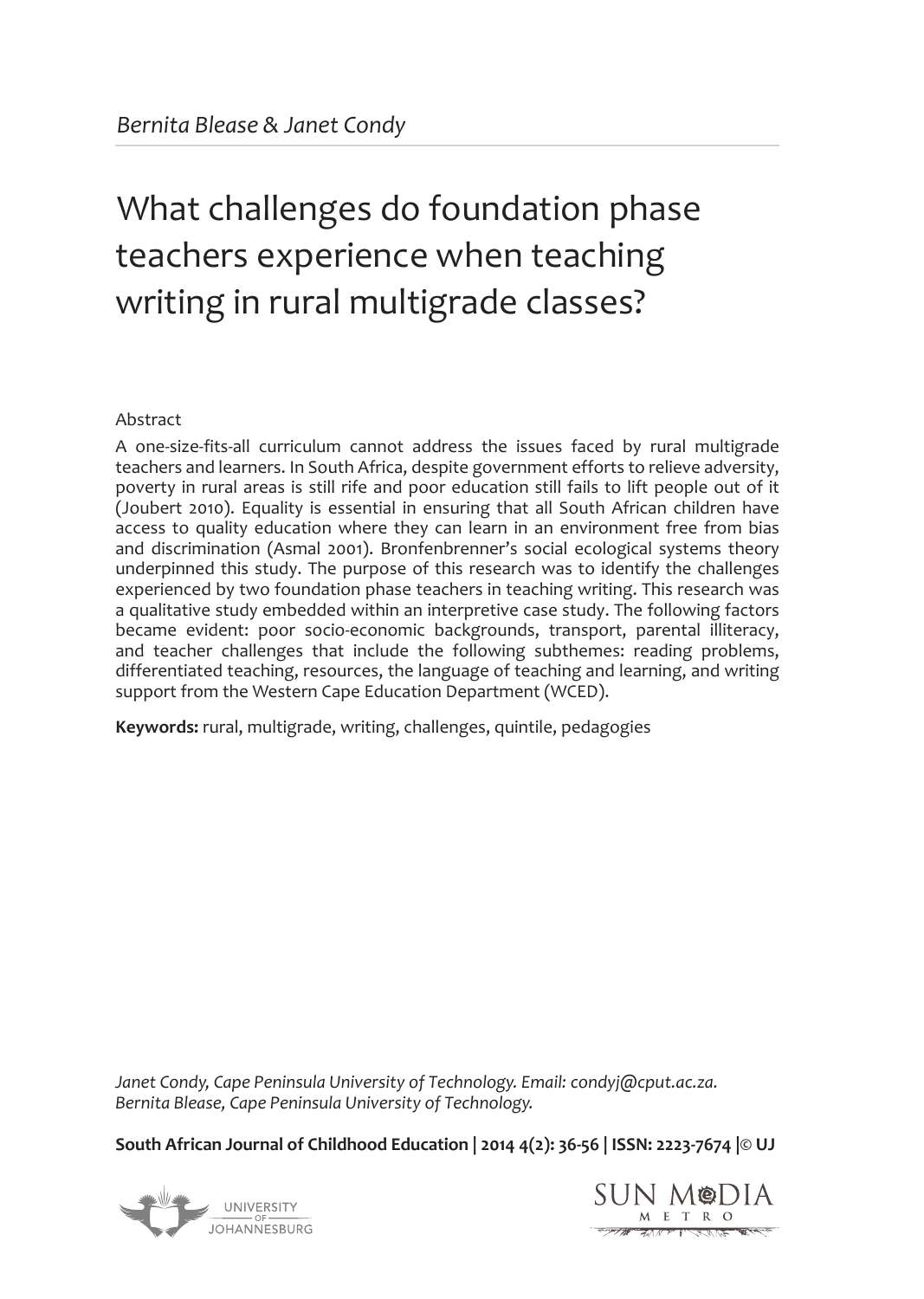*Bernita Blease & Janet Condy*

# What challenges do foundation phase teachers experience when teaching writing in rural multigrade classes?

Abstract

A one-size-fits-all curriculum cannot address the issues faced by rural multigrade teachers and learners. In South Africa, despite government efforts to relieve adversity, poverty in rural areas is still rife and poor education still fails to lift people out of it (Joubert 2010). Equality is essential in ensuring that all South African children have access to quality education where they can learn in an environment free from bias and discrimination (Asmal 2001). Bronfenbrenner's social ecological systems theory underpinned this study. The purpose of this research was to identify the challenges experienced by two foundation phase teachers in teaching writing. This research was a qualitative study embedded within an interpretive case study. The following factors became evident: poor socio-economic backgrounds, transport, parental illiteracy, and teacher challenges that include the following subthemes: reading problems, differentiated teaching, resources, the language of teaching and learning, and writing support from the Western Cape Education Department (WCED).

**Keywords:** rural, multigrade, writing, challenges, quintile, pedagogies

*Janet Condy, Cape Peninsula University of Technology. Email: condyj@cput.ac.za.*
*Bernita Blease, Cape Peninsula University of Technology.*

**South African Journal of Childhood Education | 2014 4(2): 36-56 | ISSN: 2223-7674 |© UJ**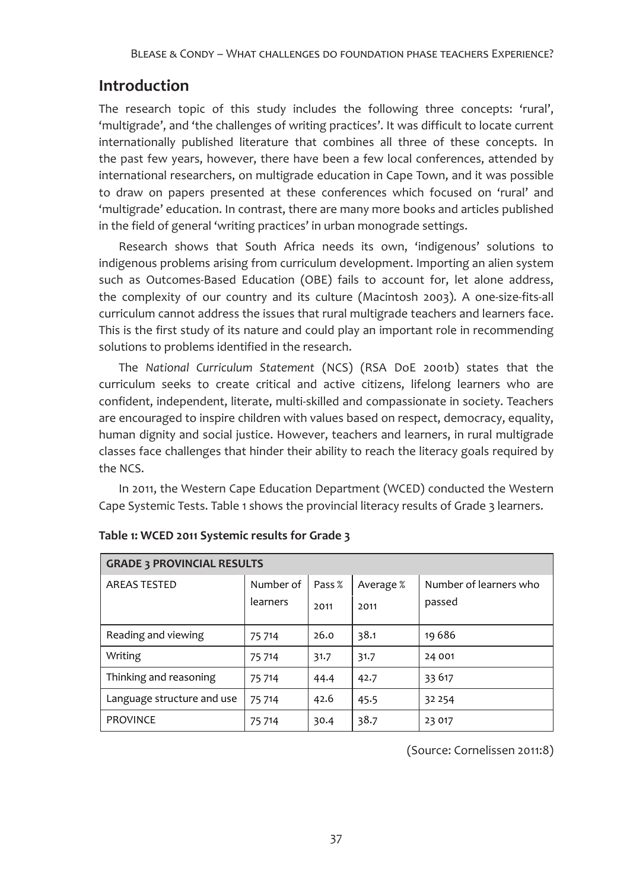## Introduction

The research topic of this study includes the following three concepts: 'rural', 'multigrade', and 'the challenges of writing practices'. It was difficult to locate current internationally published literature that combines all three of these concepts. In the past few years, however, there have been a few local conferences, attended by international researchers, on multigrade education in Cape Town, and it was possible to draw on papers presented at these conferences which focused on 'rural' and 'multigrade' education. In contrast, there are many more books and articles published in the field of general 'writing practices' in urban monograde settings.

Research shows that South Africa needs its own, 'indigenous' solutions to indigenous problems arising from curriculum development. Importing an alien system such as Outcomes-Based Education (OBE) fails to account for, let alone address, the complexity of our country and its culture (Macintosh 2003). A one-size-fits-all curriculum cannot address the issues that rural multigrade teachers and learners face. This is the first study of its nature and could play an important role in recommending solutions to problems identified in the research.

The *National Curriculum Statement* (NCS) (RSA DoE 2001b) states that the curriculum seeks to create critical and active citizens, lifelong learners who are confident, independent, literate, multi-skilled and compassionate in society. Teachers are encouraged to inspire children with values based on respect, democracy, equality, human dignity and social justice. However, teachers and learners, in rural multigrade classes face challenges that hinder their ability to reach the literacy goals required by the NCS.

In 2011, the Western Cape Education Department (WCED) conducted the Western Cape Systemic Tests. Table 1 shows the provincial literacy results of Grade 3 learners.

**Table 1: WCED 2011 Systemic results for Grade 3**

| GRADE 3 PROVINCIAL RESULTS | | | | |
|---|---|---|---|---|
| AREAS TESTED | Number of learners | Pass % 2011 | Average % 2011 | Number of learners who passed |
| Reading and viewing | 75 714 | 26.0 | 38.1 | 19 686 |
| Writing | 75 714 | 31.7 | 31.7 | 24 001 |
| Thinking and reasoning | 75 714 | 44.4 | 42.7 | 33 617 |
| Language structure and use | 75 714 | 42.6 | 45.5 | 32 254 |
| PROVINCE | 75 714 | 30.4 | 38.7 | 23 017 |

(Source: Cornelissen 2011:8)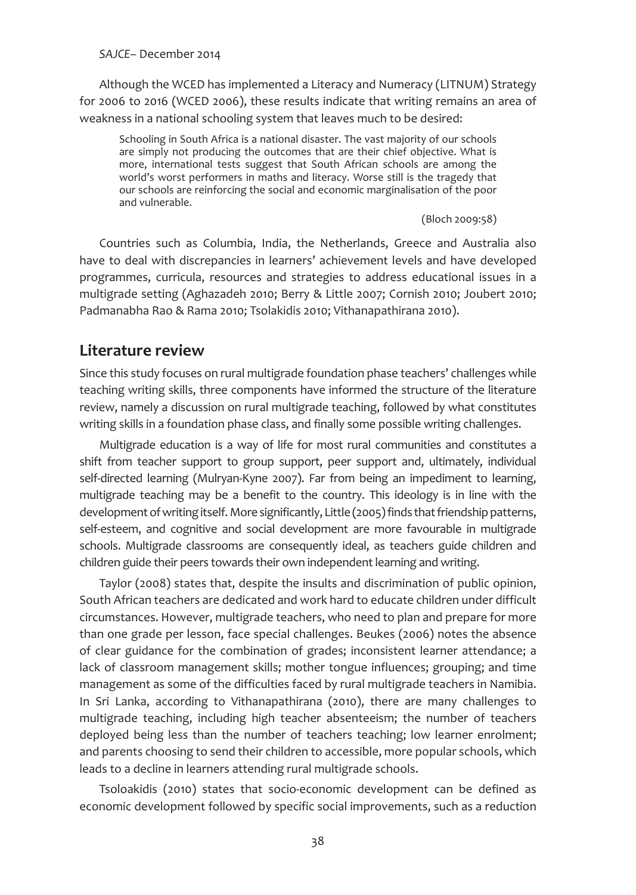Although the WCED has implemented a Literacy and Numeracy (LITNUM) Strategy for 2006 to 2016 (WCED 2006), these results indicate that writing remains an area of weakness in a national schooling system that leaves much to be desired:

> Schooling in South Africa is a national disaster. The vast majority of our schools are simply not producing the outcomes that are their chief objective. What is more, international tests suggest that South African schools are among the world's worst performers in maths and literacy. Worse still is the tragedy that our schools are reinforcing the social and economic marginalisation of the poor and vulnerable.
>
> (Bloch 2009:58)

Countries such as Columbia, India, the Netherlands, Greece and Australia also have to deal with discrepancies in learners' achievement levels and have developed programmes, curricula, resources and strategies to address educational issues in a multigrade setting (Aghazadeh 2010; Berry & Little 2007; Cornish 2010; Joubert 2010; Padmanabha Rao & Rama 2010; Tsolakidis 2010; Vithanapathirana 2010).

## Literature review

Since this study focuses on rural multigrade foundation phase teachers' challenges while teaching writing skills, three components have informed the structure of the literature review, namely a discussion on rural multigrade teaching, followed by what constitutes writing skills in a foundation phase class, and finally some possible writing challenges.

Multigrade education is a way of life for most rural communities and constitutes a shift from teacher support to group support, peer support and, ultimately, individual self-directed learning (Mulryan-Kyne 2007). Far from being an impediment to learning, multigrade teaching may be a benefit to the country. This ideology is in line with the development of writing itself. More significantly, Little (2005) finds that friendship patterns, self-esteem, and cognitive and social development are more favourable in multigrade schools. Multigrade classrooms are consequently ideal, as teachers guide children and children guide their peers towards their own independent learning and writing.

Taylor (2008) states that, despite the insults and discrimination of public opinion, South African teachers are dedicated and work hard to educate children under difficult circumstances. However, multigrade teachers, who need to plan and prepare for more than one grade per lesson, face special challenges. Beukes (2006) notes the absence of clear guidance for the combination of grades; inconsistent learner attendance; a lack of classroom management skills; mother tongue influences; grouping; and time management as some of the difficulties faced by rural multigrade teachers in Namibia. In Sri Lanka, according to Vithanapathirana (2010), there are many challenges to multigrade teaching, including high teacher absenteeism; the number of teachers deployed being less than the number of teachers teaching; low learner enrolment; and parents choosing to send their children to accessible, more popular schools, which leads to a decline in learners attending rural multigrade schools.

Tsoloakidis (2010) states that socio-economic development can be defined as economic development followed by specific social improvements, such as a reduction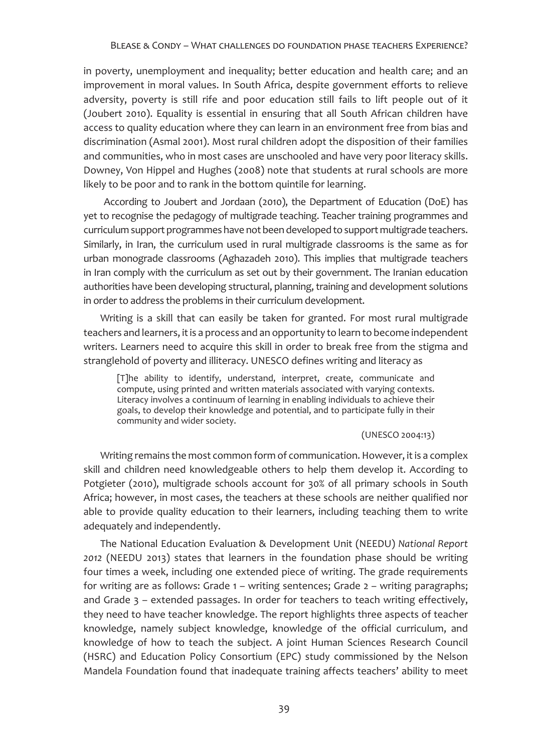in poverty, unemployment and inequality; better education and health care; and an improvement in moral values. In South Africa, despite government efforts to relieve adversity, poverty is still rife and poor education still fails to lift people out of it (Joubert 2010). Equality is essential in ensuring that all South African children have access to quality education where they can learn in an environment free from bias and discrimination (Asmal 2001). Most rural children adopt the disposition of their families and communities, who in most cases are unschooled and have very poor literacy skills. Downey, Von Hippel and Hughes (2008) note that students at rural schools are more likely to be poor and to rank in the bottom quintile for learning.

According to Joubert and Jordaan (2010), the Department of Education (DoE) has yet to recognise the pedagogy of multigrade teaching. Teacher training programmes and curriculum support programmes have not been developed to support multigrade teachers. Similarly, in Iran, the curriculum used in rural multigrade classrooms is the same as for urban monograde classrooms (Aghazadeh 2010). This implies that multigrade teachers in Iran comply with the curriculum as set out by their government. The Iranian education authorities have been developing structural, planning, training and development solutions in order to address the problems in their curriculum development.

Writing is a skill that can easily be taken for granted. For most rural multigrade teachers and learners, it is a process and an opportunity to learn to become independent writers. Learners need to acquire this skill in order to break free from the stigma and stranglehold of poverty and illiteracy. UNESCO defines writing and literacy as

> [T]he ability to identify, understand, interpret, create, communicate and compute, using printed and written materials associated with varying contexts. Literacy involves a continuum of learning in enabling individuals to achieve their goals, to develop their knowledge and potential, and to participate fully in their community and wider society.
>
> (UNESCO 2004:13)

Writing remains the most common form of communication. However, it is a complex skill and children need knowledgeable others to help them develop it. According to Potgieter (2010), multigrade schools account for 30% of all primary schools in South Africa; however, in most cases, the teachers at these schools are neither qualified nor able to provide quality education to their learners, including teaching them to write adequately and independently.

The National Education Evaluation & Development Unit (NEEDU) *National Report 2012* (NEEDU 2013) states that learners in the foundation phase should be writing four times a week, including one extended piece of writing. The grade requirements for writing are as follows: Grade 1 – writing sentences; Grade 2 – writing paragraphs; and Grade 3 – extended passages. In order for teachers to teach writing effectively, they need to have teacher knowledge. The report highlights three aspects of teacher knowledge, namely subject knowledge, knowledge of the official curriculum, and knowledge of how to teach the subject. A joint Human Sciences Research Council (HSRC) and Education Policy Consortium (EPC) study commissioned by the Nelson Mandela Foundation found that inadequate training affects teachers' ability to meet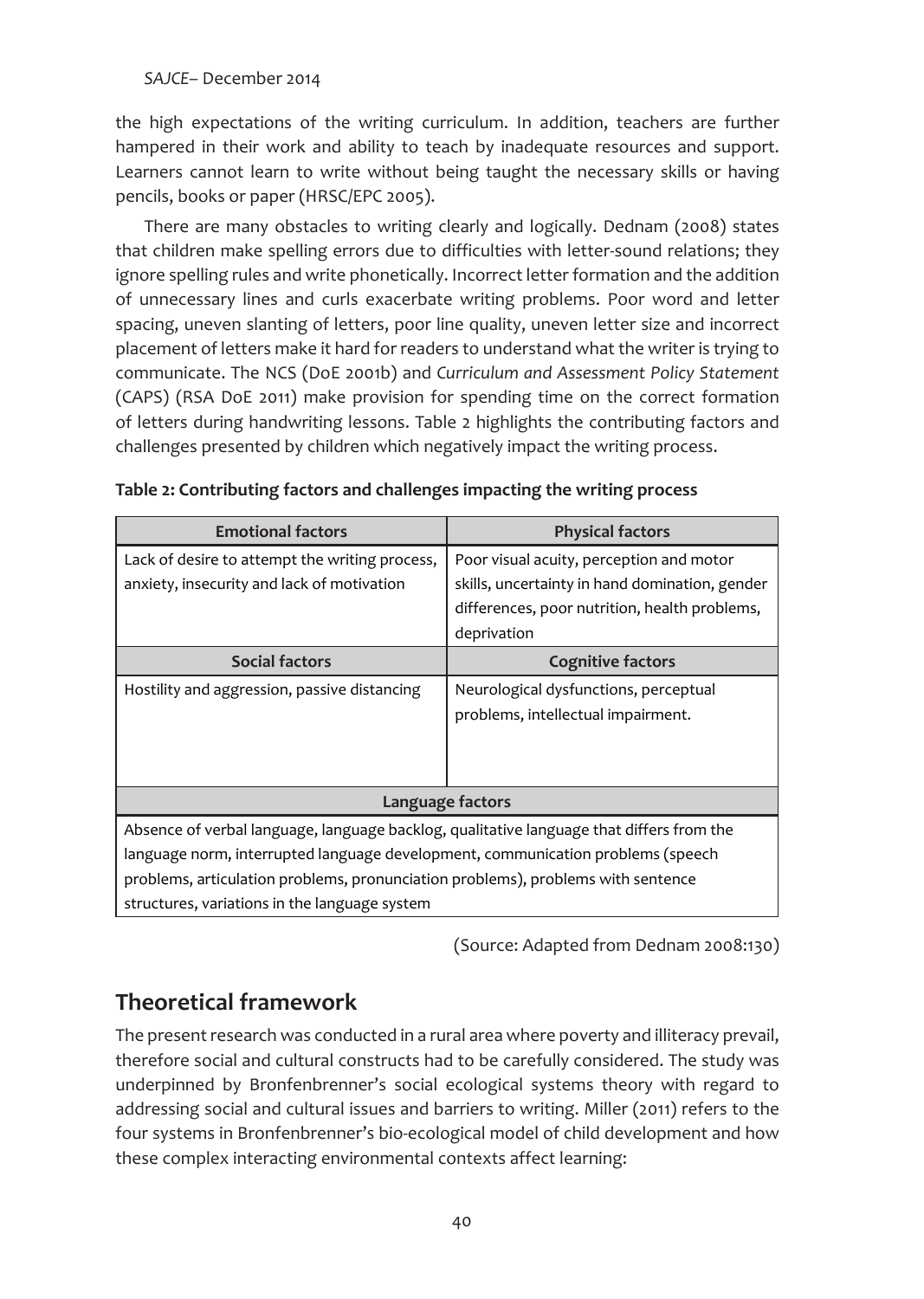the high expectations of the writing curriculum. In addition, teachers are further hampered in their work and ability to teach by inadequate resources and support. Learners cannot learn to write without being taught the necessary skills or having pencils, books or paper (HRSC/EPC 2005).

There are many obstacles to writing clearly and logically. Dednam (2008) states that children make spelling errors due to difficulties with letter-sound relations; they ignore spelling rules and write phonetically. Incorrect letter formation and the addition of unnecessary lines and curls exacerbate writing problems. Poor word and letter spacing, uneven slanting of letters, poor line quality, uneven letter size and incorrect placement of letters make it hard for readers to understand what the writer is trying to communicate. The NCS (DoE 2001b) and *Curriculum and Assessment Policy Statement* (CAPS) (RSA DoE 2011) make provision for spending time on the correct formation of letters during handwriting lessons. Table 2 highlights the contributing factors and challenges presented by children which negatively impact the writing process.

**Table 2: Contributing factors and challenges impacting the writing process**

| **Emotional factors** | **Physical factors** |
|---|---|
| Lack of desire to attempt the writing process, anxiety, insecurity and lack of motivation | Poor visual acuity, perception and motor skills, uncertainty in hand domination, gender differences, poor nutrition, health problems, deprivation |
| **Social factors** | **Cognitive factors** |
| Hostility and aggression, passive distancing | Neurological dysfunctions, perceptual problems, intellectual impairment. |
| **Language factors** | |
| Absence of verbal language, language backlog, qualitative language that differs from the language norm, interrupted language development, communication problems (speech problems, articulation problems, pronunciation problems), problems with sentence structures, variations in the language system | |

(Source: Adapted from Dednam 2008:130)

## Theoretical framework

The present research was conducted in a rural area where poverty and illiteracy prevail, therefore social and cultural constructs had to be carefully considered. The study was underpinned by Bronfenbrenner's social ecological systems theory with regard to addressing social and cultural issues and barriers to writing. Miller (2011) refers to the four systems in Bronfenbrenner's bio-ecological model of child development and how these complex interacting environmental contexts affect learning: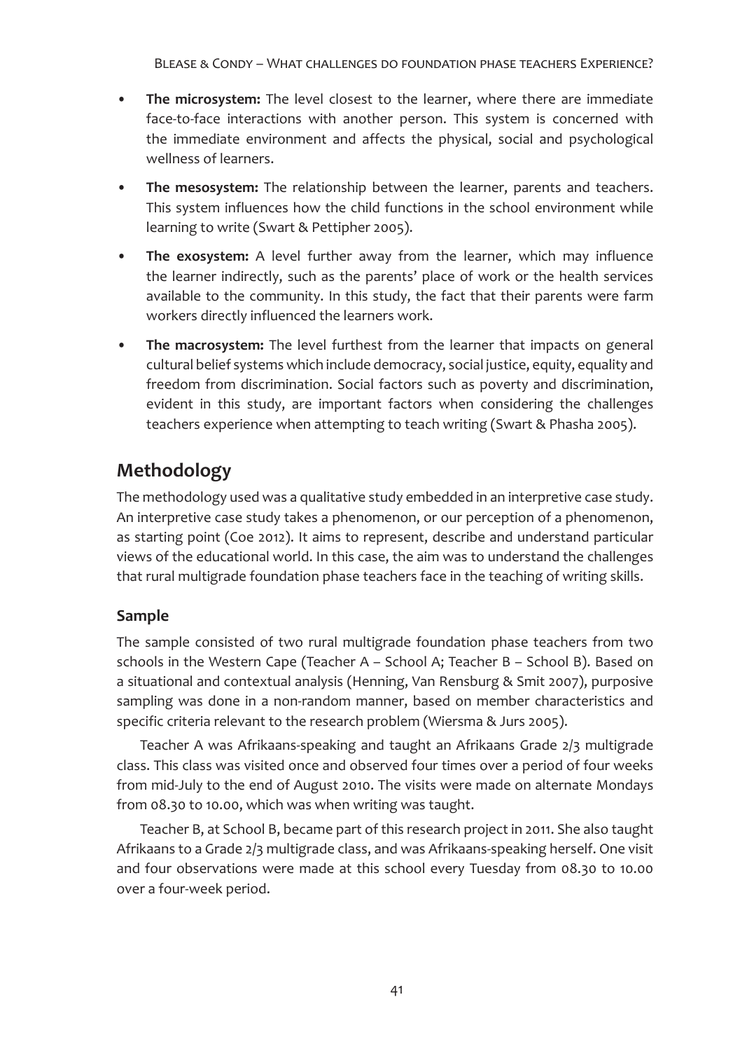- **The microsystem:** The level closest to the learner, where there are immediate face-to-face interactions with another person. This system is concerned with the immediate environment and affects the physical, social and psychological wellness of learners.
- **The mesosystem:** The relationship between the learner, parents and teachers. This system influences how the child functions in the school environment while learning to write (Swart & Pettipher 2005).
- **The exosystem:** A level further away from the learner, which may influence the learner indirectly, such as the parents' place of work or the health services available to the community. In this study, the fact that their parents were farm workers directly influenced the learners work.
- **The macrosystem:** The level furthest from the learner that impacts on general cultural belief systems which include democracy, social justice, equity, equality and freedom from discrimination. Social factors such as poverty and discrimination, evident in this study, are important factors when considering the challenges teachers experience when attempting to teach writing (Swart & Phasha 2005).

## Methodology

The methodology used was a qualitative study embedded in an interpretive case study. An interpretive case study takes a phenomenon, or our perception of a phenomenon, as starting point (Coe 2012). It aims to represent, describe and understand particular views of the educational world. In this case, the aim was to understand the challenges that rural multigrade foundation phase teachers face in the teaching of writing skills.

### Sample

The sample consisted of two rural multigrade foundation phase teachers from two schools in the Western Cape (Teacher A – School A; Teacher B – School B). Based on a situational and contextual analysis (Henning, Van Rensburg & Smit 2007), purposive sampling was done in a non-random manner, based on member characteristics and specific criteria relevant to the research problem (Wiersma & Jurs 2005).

Teacher A was Afrikaans-speaking and taught an Afrikaans Grade 2/3 multigrade class. This class was visited once and observed four times over a period of four weeks from mid-July to the end of August 2010. The visits were made on alternate Mondays from 08.30 to 10.00, which was when writing was taught.

Teacher B, at School B, became part of this research project in 2011. She also taught Afrikaans to a Grade 2/3 multigrade class, and was Afrikaans-speaking herself. One visit and four observations were made at this school every Tuesday from 08.30 to 10.00 over a four-week period.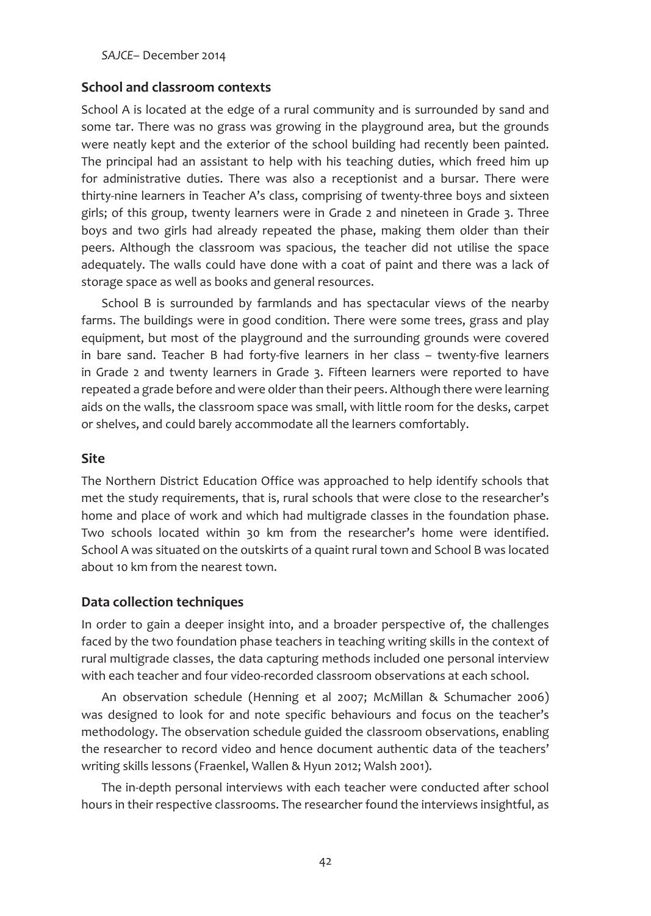## School and classroom contexts

School A is located at the edge of a rural community and is surrounded by sand and some tar. There was no grass was growing in the playground area, but the grounds were neatly kept and the exterior of the school building had recently been painted. The principal had an assistant to help with his teaching duties, which freed him up for administrative duties. There was also a receptionist and a bursar. There were thirty-nine learners in Teacher A's class, comprising of twenty-three boys and sixteen girls; of this group, twenty learners were in Grade 2 and nineteen in Grade 3. Three boys and two girls had already repeated the phase, making them older than their peers. Although the classroom was spacious, the teacher did not utilise the space adequately. The walls could have done with a coat of paint and there was a lack of storage space as well as books and general resources.

School B is surrounded by farmlands and has spectacular views of the nearby farms. The buildings were in good condition. There were some trees, grass and play equipment, but most of the playground and the surrounding grounds were covered in bare sand. Teacher B had forty-five learners in her class – twenty-five learners in Grade 2 and twenty learners in Grade 3. Fifteen learners were reported to have repeated a grade before and were older than their peers. Although there were learning aids on the walls, the classroom space was small, with little room for the desks, carpet or shelves, and could barely accommodate all the learners comfortably.

## Site

The Northern District Education Office was approached to help identify schools that met the study requirements, that is, rural schools that were close to the researcher's home and place of work and which had multigrade classes in the foundation phase. Two schools located within 30 km from the researcher's home were identified. School A was situated on the outskirts of a quaint rural town and School B was located about 10 km from the nearest town.

## Data collection techniques

In order to gain a deeper insight into, and a broader perspective of, the challenges faced by the two foundation phase teachers in teaching writing skills in the context of rural multigrade classes, the data capturing methods included one personal interview with each teacher and four video-recorded classroom observations at each school.

An observation schedule (Henning et al 2007; McMillan & Schumacher 2006) was designed to look for and note specific behaviours and focus on the teacher's methodology. The observation schedule guided the classroom observations, enabling the researcher to record video and hence document authentic data of the teachers' writing skills lessons (Fraenkel, Wallen & Hyun 2012; Walsh 2001).

The in-depth personal interviews with each teacher were conducted after school hours in their respective classrooms. The researcher found the interviews insightful, as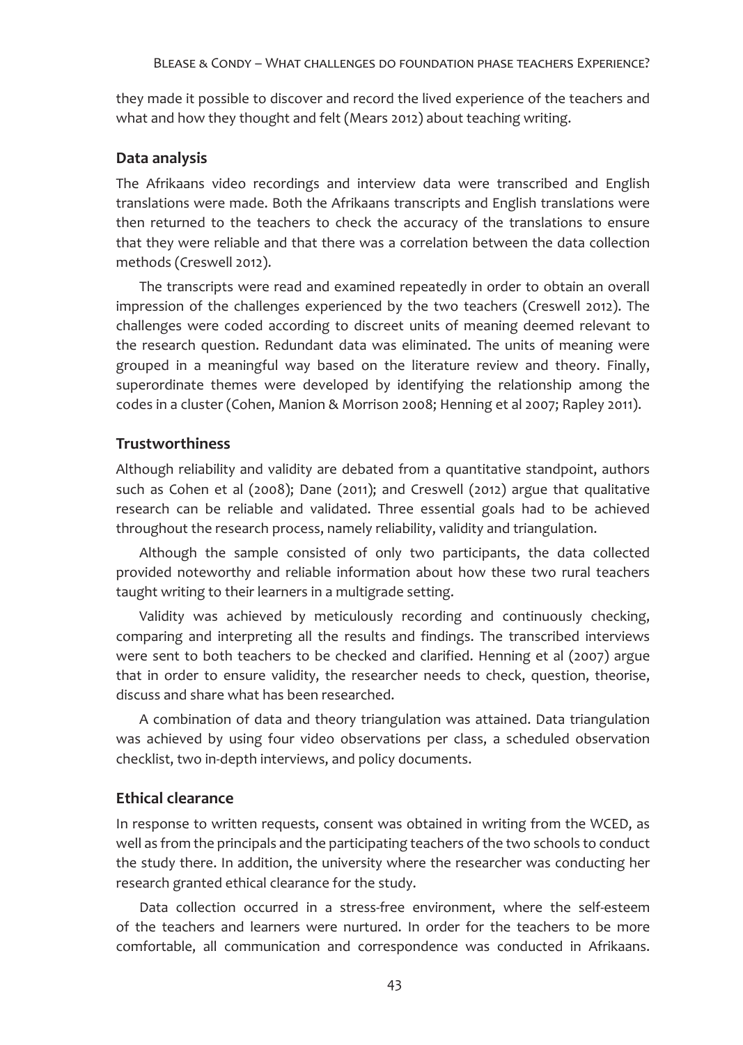they made it possible to discover and record the lived experience of the teachers and what and how they thought and felt (Mears 2012) about teaching writing.

### Data analysis

The Afrikaans video recordings and interview data were transcribed and English translations were made. Both the Afrikaans transcripts and English translations were then returned to the teachers to check the accuracy of the translations to ensure that they were reliable and that there was a correlation between the data collection methods (Creswell 2012).

The transcripts were read and examined repeatedly in order to obtain an overall impression of the challenges experienced by the two teachers (Creswell 2012). The challenges were coded according to discreet units of meaning deemed relevant to the research question. Redundant data was eliminated. The units of meaning were grouped in a meaningful way based on the literature review and theory. Finally, superordinate themes were developed by identifying the relationship among the codes in a cluster (Cohen, Manion & Morrison 2008; Henning et al 2007; Rapley 2011).

### Trustworthiness

Although reliability and validity are debated from a quantitative standpoint, authors such as Cohen et al (2008); Dane (2011); and Creswell (2012) argue that qualitative research can be reliable and validated. Three essential goals had to be achieved throughout the research process, namely reliability, validity and triangulation.

Although the sample consisted of only two participants, the data collected provided noteworthy and reliable information about how these two rural teachers taught writing to their learners in a multigrade setting.

Validity was achieved by meticulously recording and continuously checking, comparing and interpreting all the results and findings. The transcribed interviews were sent to both teachers to be checked and clarified. Henning et al (2007) argue that in order to ensure validity, the researcher needs to check, question, theorise, discuss and share what has been researched.

A combination of data and theory triangulation was attained. Data triangulation was achieved by using four video observations per class, a scheduled observation checklist, two in-depth interviews, and policy documents.

### Ethical clearance

In response to written requests, consent was obtained in writing from the WCED, as well as from the principals and the participating teachers of the two schools to conduct the study there. In addition, the university where the researcher was conducting her research granted ethical clearance for the study.

Data collection occurred in a stress-free environment, where the self-esteem of the teachers and learners were nurtured. In order for the teachers to be more comfortable, all communication and correspondence was conducted in Afrikaans.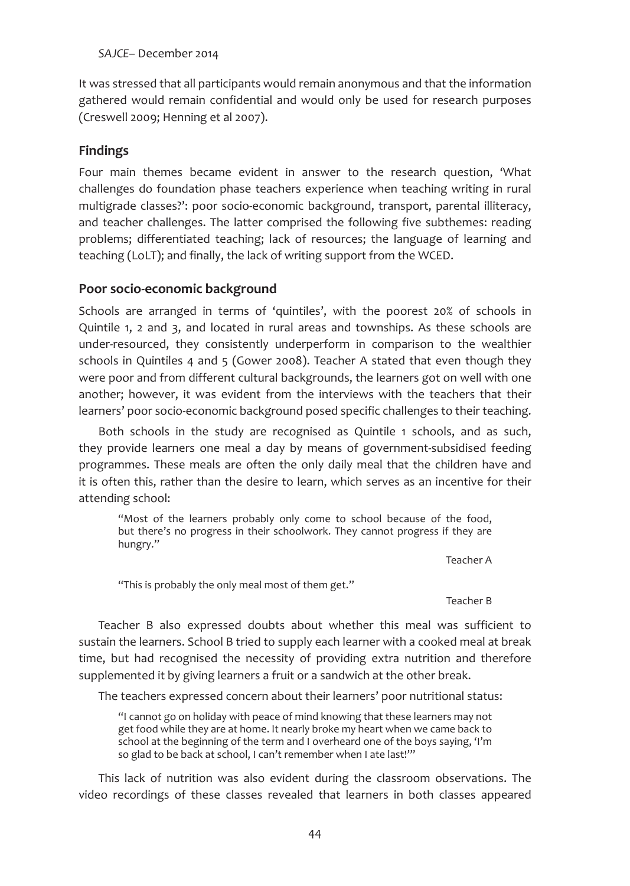It was stressed that all participants would remain anonymous and that the information gathered would remain confidential and would only be used for research purposes (Creswell 2009; Henning et al 2007).

## Findings

Four main themes became evident in answer to the research question, 'What challenges do foundation phase teachers experience when teaching writing in rural multigrade classes?': poor socio-economic background, transport, parental illiteracy, and teacher challenges. The latter comprised the following five subthemes: reading problems; differentiated teaching; lack of resources; the language of learning and teaching (LoLT); and finally, the lack of writing support from the WCED.

### Poor socio-economic background

Schools are arranged in terms of 'quintiles', with the poorest 20% of schools in Quintile 1, 2 and 3, and located in rural areas and townships. As these schools are under-resourced, they consistently underperform in comparison to the wealthier schools in Quintiles 4 and 5 (Gower 2008). Teacher A stated that even though they were poor and from different cultural backgrounds, the learners got on well with one another; however, it was evident from the interviews with the teachers that their learners' poor socio-economic background posed specific challenges to their teaching.

Both schools in the study are recognised as Quintile 1 schools, and as such, they provide learners one meal a day by means of government-subsidised feeding programmes. These meals are often the only daily meal that the children have and it is often this, rather than the desire to learn, which serves as an incentive for their attending school:

> "Most of the learners probably only come to school because of the food, but there's no progress in their schoolwork. They cannot progress if they are hungry."
>
> Teacher A

> "This is probably the only meal most of them get."
>
> Teacher B

Teacher B also expressed doubts about whether this meal was sufficient to sustain the learners. School B tried to supply each learner with a cooked meal at break time, but had recognised the necessity of providing extra nutrition and therefore supplemented it by giving learners a fruit or a sandwich at the other break.

The teachers expressed concern about their learners' poor nutritional status:

> "I cannot go on holiday with peace of mind knowing that these learners may not get food while they are at home. It nearly broke my heart when we came back to school at the beginning of the term and I overheard one of the boys saying, 'I'm so glad to be back at school, I can't remember when I ate last!'"

This lack of nutrition was also evident during the classroom observations. The video recordings of these classes revealed that learners in both classes appeared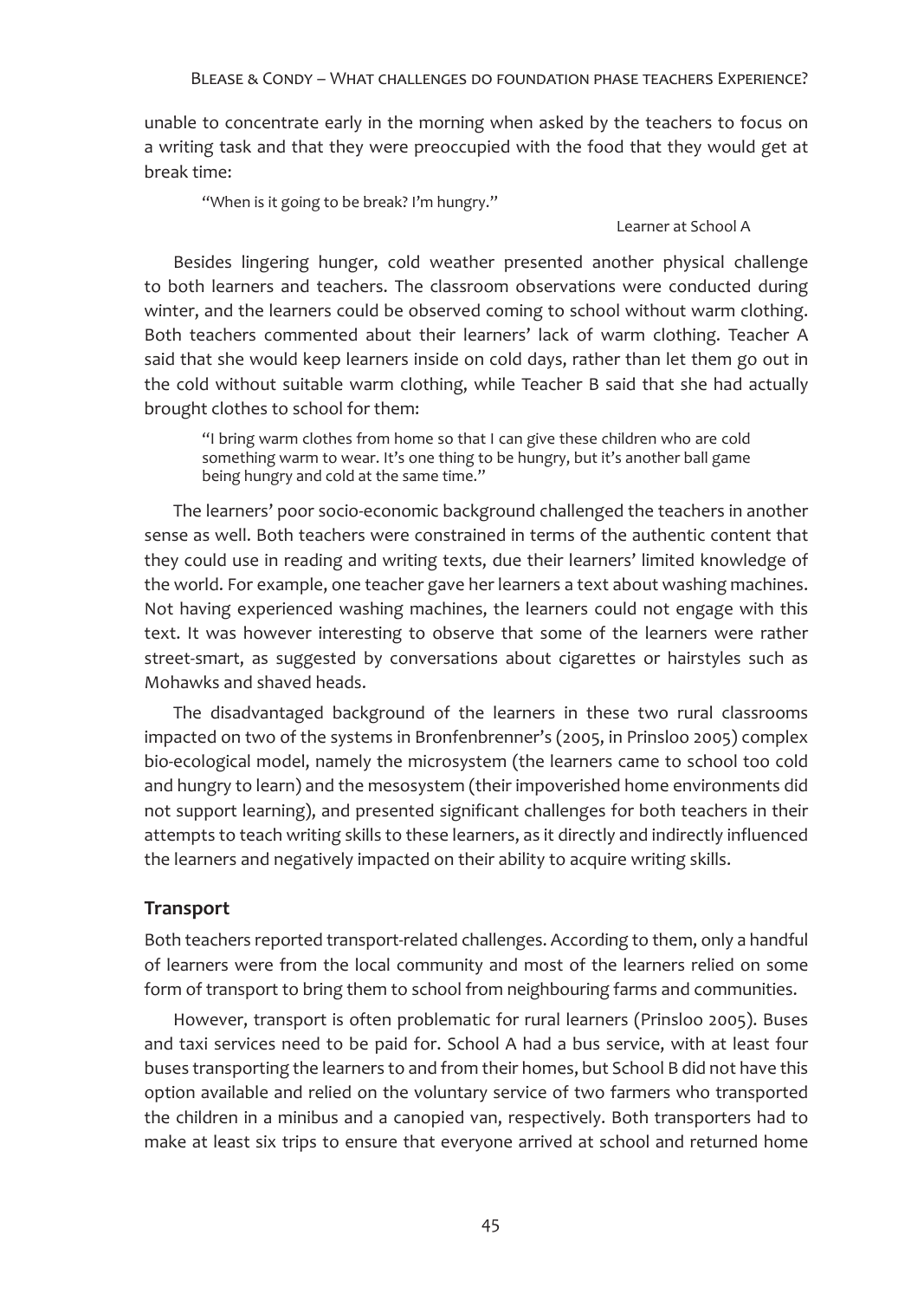unable to concentrate early in the morning when asked by the teachers to focus on a writing task and that they were preoccupied with the food that they would get at break time:

> "When is it going to be break? I'm hungry."
>
> Learner at School A

Besides lingering hunger, cold weather presented another physical challenge to both learners and teachers. The classroom observations were conducted during winter, and the learners could be observed coming to school without warm clothing. Both teachers commented about their learners' lack of warm clothing. Teacher A said that she would keep learners inside on cold days, rather than let them go out in the cold without suitable warm clothing, while Teacher B said that she had actually brought clothes to school for them:

> "I bring warm clothes from home so that I can give these children who are cold something warm to wear. It's one thing to be hungry, but it's another ball game being hungry and cold at the same time."

The learners' poor socio-economic background challenged the teachers in another sense as well. Both teachers were constrained in terms of the authentic content that they could use in reading and writing texts, due their learners' limited knowledge of the world. For example, one teacher gave her learners a text about washing machines. Not having experienced washing machines, the learners could not engage with this text. It was however interesting to observe that some of the learners were rather street-smart, as suggested by conversations about cigarettes or hairstyles such as Mohawks and shaved heads.

The disadvantaged background of the learners in these two rural classrooms impacted on two of the systems in Bronfenbrenner's (2005, in Prinsloo 2005) complex bio-ecological model, namely the microsystem (the learners came to school too cold and hungry to learn) and the mesosystem (their impoverished home environments did not support learning), and presented significant challenges for both teachers in their attempts to teach writing skills to these learners, as it directly and indirectly influenced the learners and negatively impacted on their ability to acquire writing skills.

## Transport

Both teachers reported transport-related challenges. According to them, only a handful of learners were from the local community and most of the learners relied on some form of transport to bring them to school from neighbouring farms and communities.

However, transport is often problematic for rural learners (Prinsloo 2005). Buses and taxi services need to be paid for. School A had a bus service, with at least four buses transporting the learners to and from their homes, but School B did not have this option available and relied on the voluntary service of two farmers who transported the children in a minibus and a canopied van, respectively. Both transporters had to make at least six trips to ensure that everyone arrived at school and returned home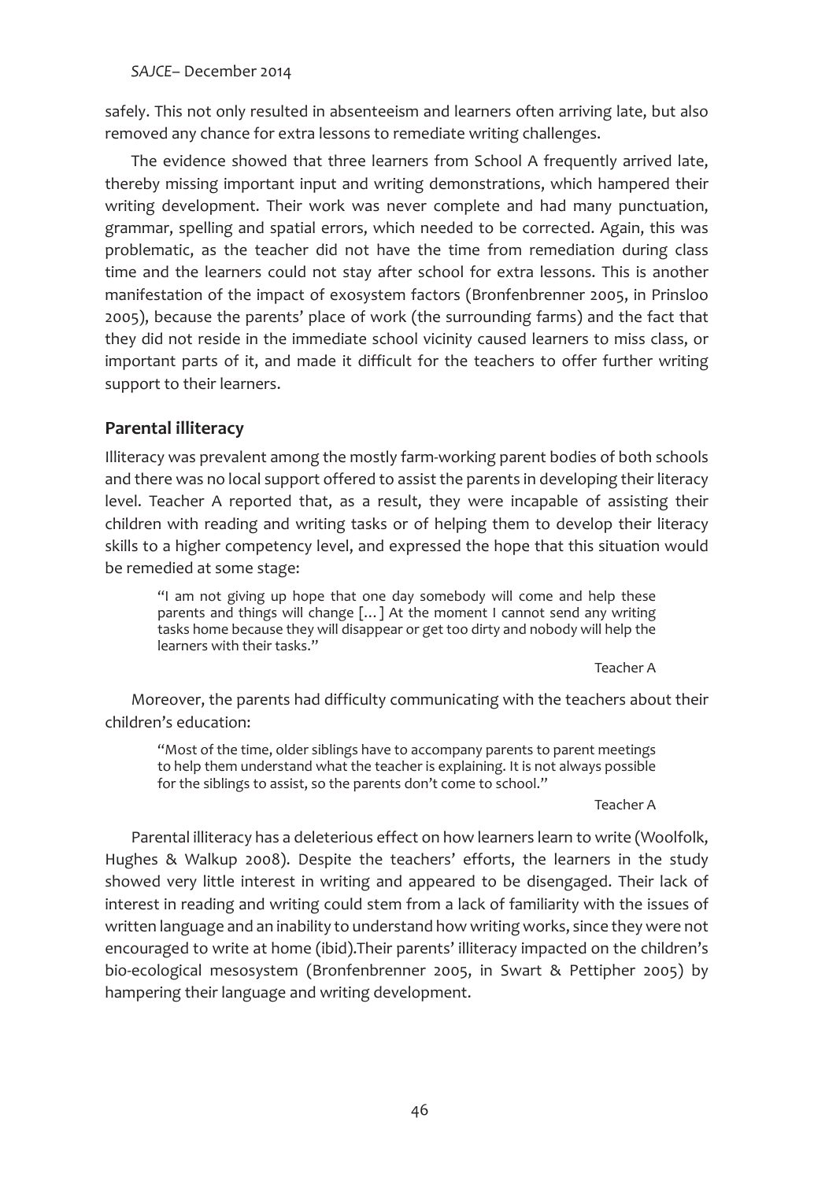safely. This not only resulted in absenteeism and learners often arriving late, but also removed any chance for extra lessons to remediate writing challenges.

The evidence showed that three learners from School A frequently arrived late, thereby missing important input and writing demonstrations, which hampered their writing development. Their work was never complete and had many punctuation, grammar, spelling and spatial errors, which needed to be corrected. Again, this was problematic, as the teacher did not have the time from remediation during class time and the learners could not stay after school for extra lessons. This is another manifestation of the impact of exosystem factors (Bronfenbrenner 2005, in Prinsloo 2005), because the parents' place of work (the surrounding farms) and the fact that they did not reside in the immediate school vicinity caused learners to miss class, or important parts of it, and made it difficult for the teachers to offer further writing support to their learners.

## Parental illiteracy

Illiteracy was prevalent among the mostly farm-working parent bodies of both schools and there was no local support offered to assist the parents in developing their literacy level. Teacher A reported that, as a result, they were incapable of assisting their children with reading and writing tasks or of helping them to develop their literacy skills to a higher competency level, and expressed the hope that this situation would be remedied at some stage:

> "I am not giving up hope that one day somebody will come and help these parents and things will change [...] At the moment I cannot send any writing tasks home because they will disappear or get too dirty and nobody will help the learners with their tasks."
>
> Teacher A

Moreover, the parents had difficulty communicating with the teachers about their children's education:

> "Most of the time, older siblings have to accompany parents to parent meetings to help them understand what the teacher is explaining. It is not always possible for the siblings to assist, so the parents don't come to school."
>
> Teacher A

Parental illiteracy has a deleterious effect on how learners learn to write (Woolfolk, Hughes & Walkup 2008). Despite the teachers' efforts, the learners in the study showed very little interest in writing and appeared to be disengaged. Their lack of interest in reading and writing could stem from a lack of familiarity with the issues of written language and an inability to understand how writing works, since they were not encouraged to write at home (ibid).Their parents' illiteracy impacted on the children's bio-ecological mesosystem (Bronfenbrenner 2005, in Swart & Pettipher 2005) by hampering their language and writing development.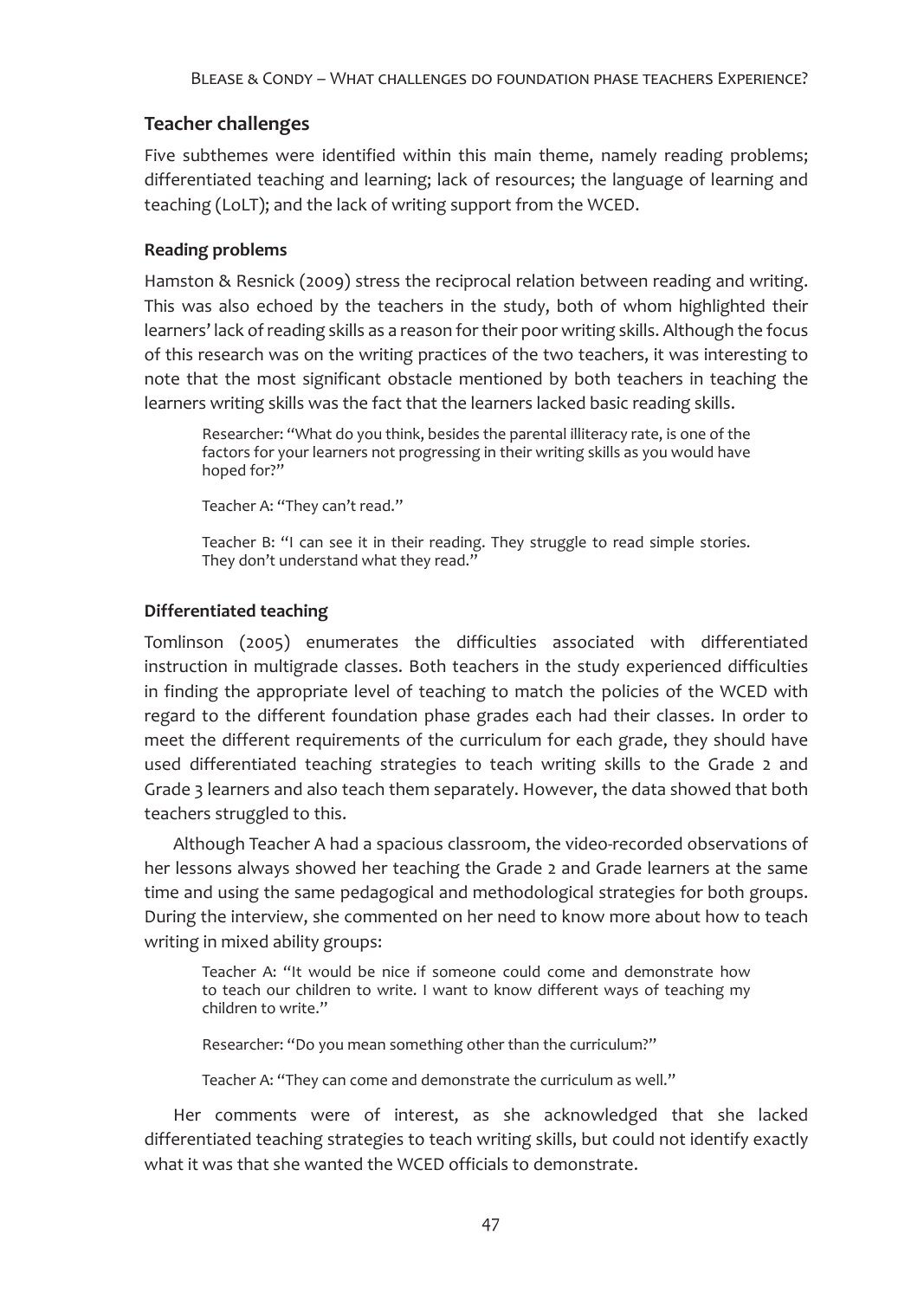## Teacher challenges

Five subthemes were identified within this main theme, namely reading problems; differentiated teaching and learning; lack of resources; the language of learning and teaching (LoLT); and the lack of writing support from the WCED.

### Reading problems

Hamston & Resnick (2009) stress the reciprocal relation between reading and writing. This was also echoed by the teachers in the study, both of whom highlighted their learners' lack of reading skills as a reason for their poor writing skills. Although the focus of this research was on the writing practices of the two teachers, it was interesting to note that the most significant obstacle mentioned by both teachers in teaching the learners writing skills was the fact that the learners lacked basic reading skills.

> Researcher: "What do you think, besides the parental illiteracy rate, is one of the factors for your learners not progressing in their writing skills as you would have hoped for?"
>
> Teacher A: "They can't read."
>
> Teacher B: "I can see it in their reading. They struggle to read simple stories. They don't understand what they read."

### Differentiated teaching

Tomlinson (2005) enumerates the difficulties associated with differentiated instruction in multigrade classes. Both teachers in the study experienced difficulties in finding the appropriate level of teaching to match the policies of the WCED with regard to the different foundation phase grades each had their classes. In order to meet the different requirements of the curriculum for each grade, they should have used differentiated teaching strategies to teach writing skills to the Grade 2 and Grade 3 learners and also teach them separately. However, the data showed that both teachers struggled to this.

Although Teacher A had a spacious classroom, the video-recorded observations of her lessons always showed her teaching the Grade 2 and Grade learners at the same time and using the same pedagogical and methodological strategies for both groups. During the interview, she commented on her need to know more about how to teach writing in mixed ability groups:

> Teacher A: "It would be nice if someone could come and demonstrate how to teach our children to write. I want to know different ways of teaching my children to write."
>
> Researcher: "Do you mean something other than the curriculum?"
>
> Teacher A: "They can come and demonstrate the curriculum as well."

Her comments were of interest, as she acknowledged that she lacked differentiated teaching strategies to teach writing skills, but could not identify exactly what it was that she wanted the WCED officials to demonstrate.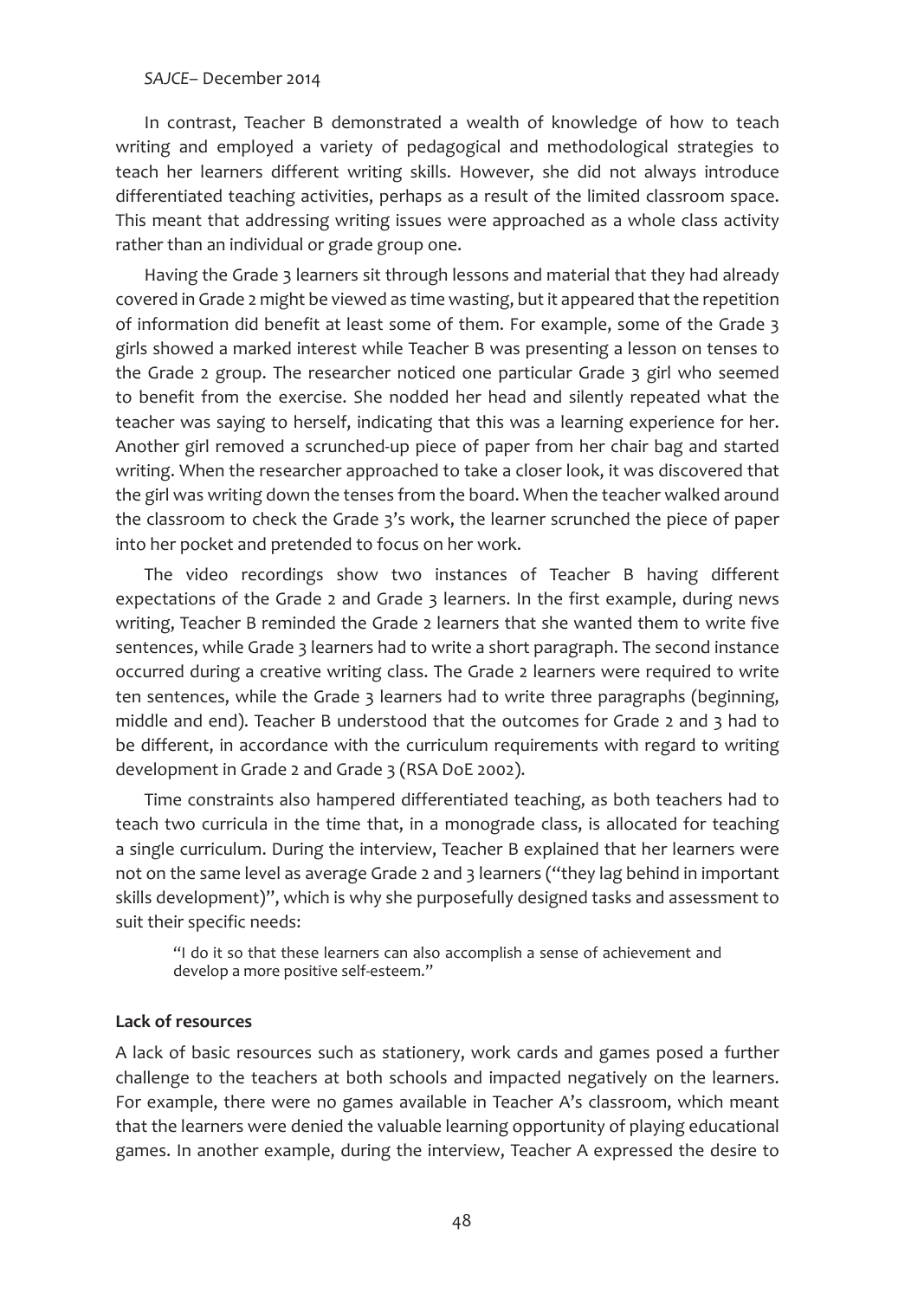In contrast, Teacher B demonstrated a wealth of knowledge of how to teach writing and employed a variety of pedagogical and methodological strategies to teach her learners different writing skills. However, she did not always introduce differentiated teaching activities, perhaps as a result of the limited classroom space. This meant that addressing writing issues were approached as a whole class activity rather than an individual or grade group one.

Having the Grade 3 learners sit through lessons and material that they had already covered in Grade 2 might be viewed as time wasting, but it appeared that the repetition of information did benefit at least some of them. For example, some of the Grade 3 girls showed a marked interest while Teacher B was presenting a lesson on tenses to the Grade 2 group. The researcher noticed one particular Grade 3 girl who seemed to benefit from the exercise. She nodded her head and silently repeated what the teacher was saying to herself, indicating that this was a learning experience for her. Another girl removed a scrunched-up piece of paper from her chair bag and started writing. When the researcher approached to take a closer look, it was discovered that the girl was writing down the tenses from the board. When the teacher walked around the classroom to check the Grade 3's work, the learner scrunched the piece of paper into her pocket and pretended to focus on her work.

The video recordings show two instances of Teacher B having different expectations of the Grade 2 and Grade 3 learners. In the first example, during news writing, Teacher B reminded the Grade 2 learners that she wanted them to write five sentences, while Grade 3 learners had to write a short paragraph. The second instance occurred during a creative writing class. The Grade 2 learners were required to write ten sentences, while the Grade 3 learners had to write three paragraphs (beginning, middle and end). Teacher B understood that the outcomes for Grade 2 and 3 had to be different, in accordance with the curriculum requirements with regard to writing development in Grade 2 and Grade 3 (RSA DoE 2002).

Time constraints also hampered differentiated teaching, as both teachers had to teach two curricula in the time that, in a monograde class, is allocated for teaching a single curriculum. During the interview, Teacher B explained that her learners were not on the same level as average Grade 2 and 3 learners ("they lag behind in important skills development)", which is why she purposefully designed tasks and assessment to suit their specific needs:

> "I do it so that these learners can also accomplish a sense of achievement and develop a more positive self-esteem."

**Lack of resources**

A lack of basic resources such as stationery, work cards and games posed a further challenge to the teachers at both schools and impacted negatively on the learners. For example, there were no games available in Teacher A's classroom, which meant that the learners were denied the valuable learning opportunity of playing educational games. In another example, during the interview, Teacher A expressed the desire to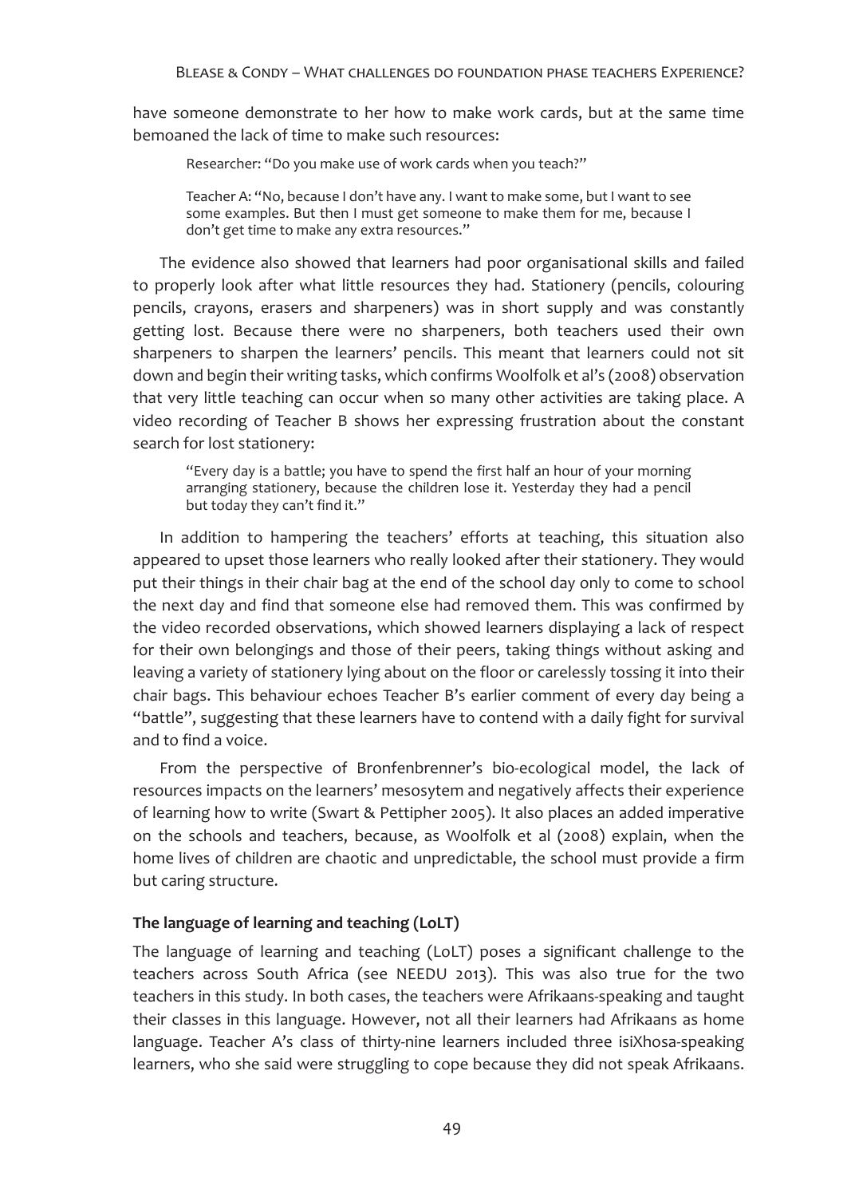have someone demonstrate to her how to make work cards, but at the same time bemoaned the lack of time to make such resources:

> Researcher: "Do you make use of work cards when you teach?"
>
> Teacher A: "No, because I don't have any. I want to make some, but I want to see some examples. But then I must get someone to make them for me, because I don't get time to make any extra resources."

The evidence also showed that learners had poor organisational skills and failed to properly look after what little resources they had. Stationery (pencils, colouring pencils, crayons, erasers and sharpeners) was in short supply and was constantly getting lost. Because there were no sharpeners, both teachers used their own sharpeners to sharpen the learners' pencils. This meant that learners could not sit down and begin their writing tasks, which confirms Woolfolk et al's (2008) observation that very little teaching can occur when so many other activities are taking place. A video recording of Teacher B shows her expressing frustration about the constant search for lost stationery:

> "Every day is a battle; you have to spend the first half an hour of your morning arranging stationery, because the children lose it. Yesterday they had a pencil but today they can't find it."

In addition to hampering the teachers' efforts at teaching, this situation also appeared to upset those learners who really looked after their stationery. They would put their things in their chair bag at the end of the school day only to come to school the next day and find that someone else had removed them. This was confirmed by the video recorded observations, which showed learners displaying a lack of respect for their own belongings and those of their peers, taking things without asking and leaving a variety of stationery lying about on the floor or carelessly tossing it into their chair bags. This behaviour echoes Teacher B's earlier comment of every day being a "battle", suggesting that these learners have to contend with a daily fight for survival and to find a voice.

From the perspective of Bronfenbrenner's bio-ecological model, the lack of resources impacts on the learners' mesosytem and negatively affects their experience of learning how to write (Swart & Pettipher 2005). It also places an added imperative on the schools and teachers, because, as Woolfolk et al (2008) explain, when the home lives of children are chaotic and unpredictable, the school must provide a firm but caring structure.

**The language of learning and teaching (LoLT)**

The language of learning and teaching (LoLT) poses a significant challenge to the teachers across South Africa (see NEEDU 2013). This was also true for the two teachers in this study. In both cases, the teachers were Afrikaans-speaking and taught their classes in this language. However, not all their learners had Afrikaans as home language. Teacher A's class of thirty-nine learners included three isiXhosa-speaking learners, who she said were struggling to cope because they did not speak Afrikaans.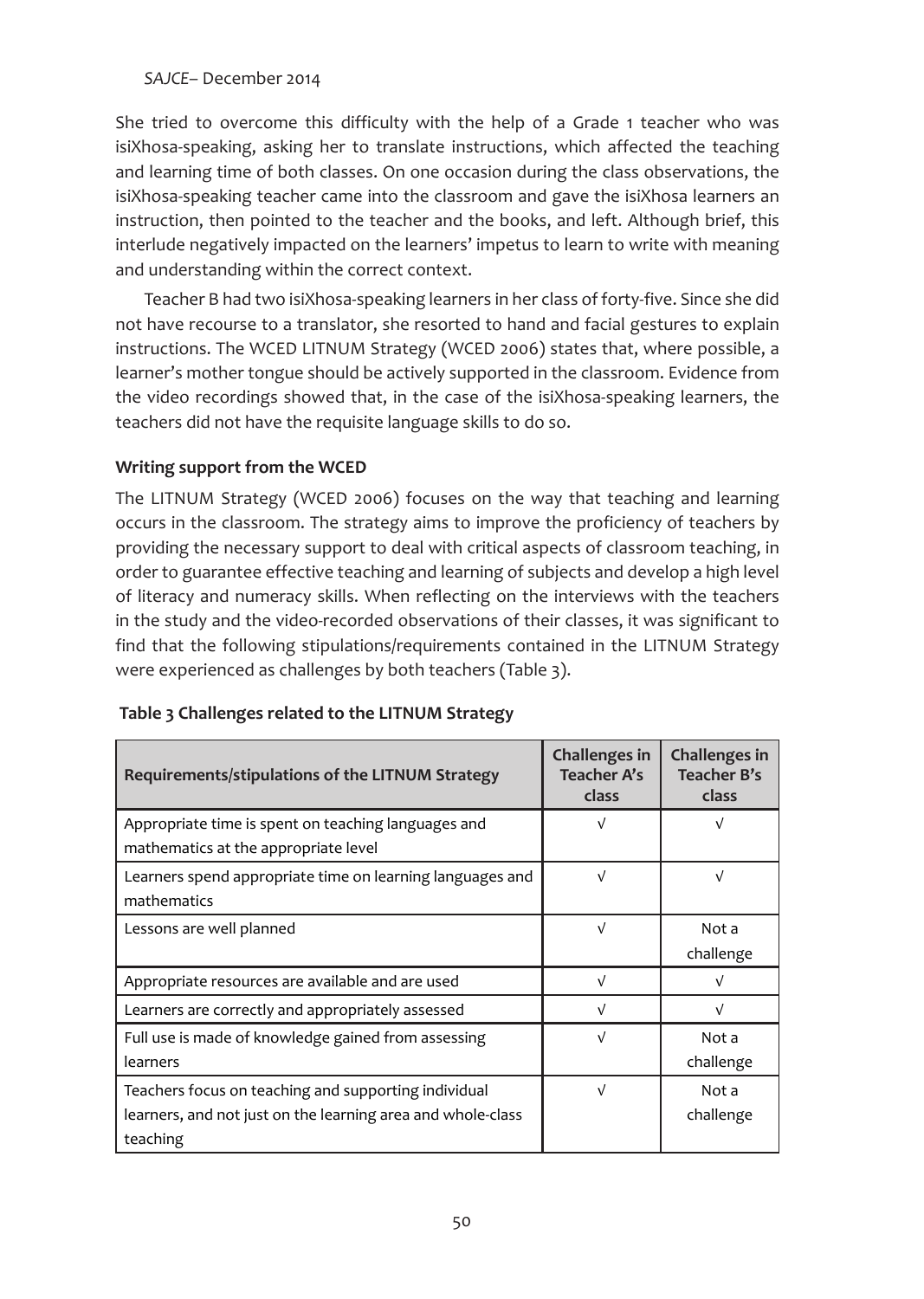She tried to overcome this difficulty with the help of a Grade 1 teacher who was isiXhosa-speaking, asking her to translate instructions, which affected the teaching and learning time of both classes. On one occasion during the class observations, the isiXhosa-speaking teacher came into the classroom and gave the isiXhosa learners an instruction, then pointed to the teacher and the books, and left. Although brief, this interlude negatively impacted on the learners' impetus to learn to write with meaning and understanding within the correct context.

Teacher B had two isiXhosa-speaking learners in her class of forty-five. Since she did not have recourse to a translator, she resorted to hand and facial gestures to explain instructions. The WCED LITNUM Strategy (WCED 2006) states that, where possible, a learner's mother tongue should be actively supported in the classroom. Evidence from the video recordings showed that, in the case of the isiXhosa-speaking learners, the teachers did not have the requisite language skills to do so.

### Writing support from the WCED

The LITNUM Strategy (WCED 2006) focuses on the way that teaching and learning occurs in the classroom. The strategy aims to improve the proficiency of teachers by providing the necessary support to deal with critical aspects of classroom teaching, in order to guarantee effective teaching and learning of subjects and develop a high level of literacy and numeracy skills. When reflecting on the interviews with the teachers in the study and the video-recorded observations of their classes, it was significant to find that the following stipulations/requirements contained in the LITNUM Strategy were experienced as challenges by both teachers (Table 3).

**Table 3 Challenges related to the LITNUM Strategy**

| Requirements/stipulations of the LITNUM Strategy | Challenges in Teacher A's class | Challenges in Teacher B's class |
|---|---|---|
| Appropriate time is spent on teaching languages and mathematics at the appropriate level | √ | √ |
| Learners spend appropriate time on learning languages and mathematics | √ | √ |
| Lessons are well planned | √ | Not a challenge |
| Appropriate resources are available and are used | √ | √ |
| Learners are correctly and appropriately assessed | √ | √ |
| Full use is made of knowledge gained from assessing learners | √ | Not a challenge |
| Teachers focus on teaching and supporting individual learners, and not just on the learning area and whole-class teaching | √ | Not a challenge |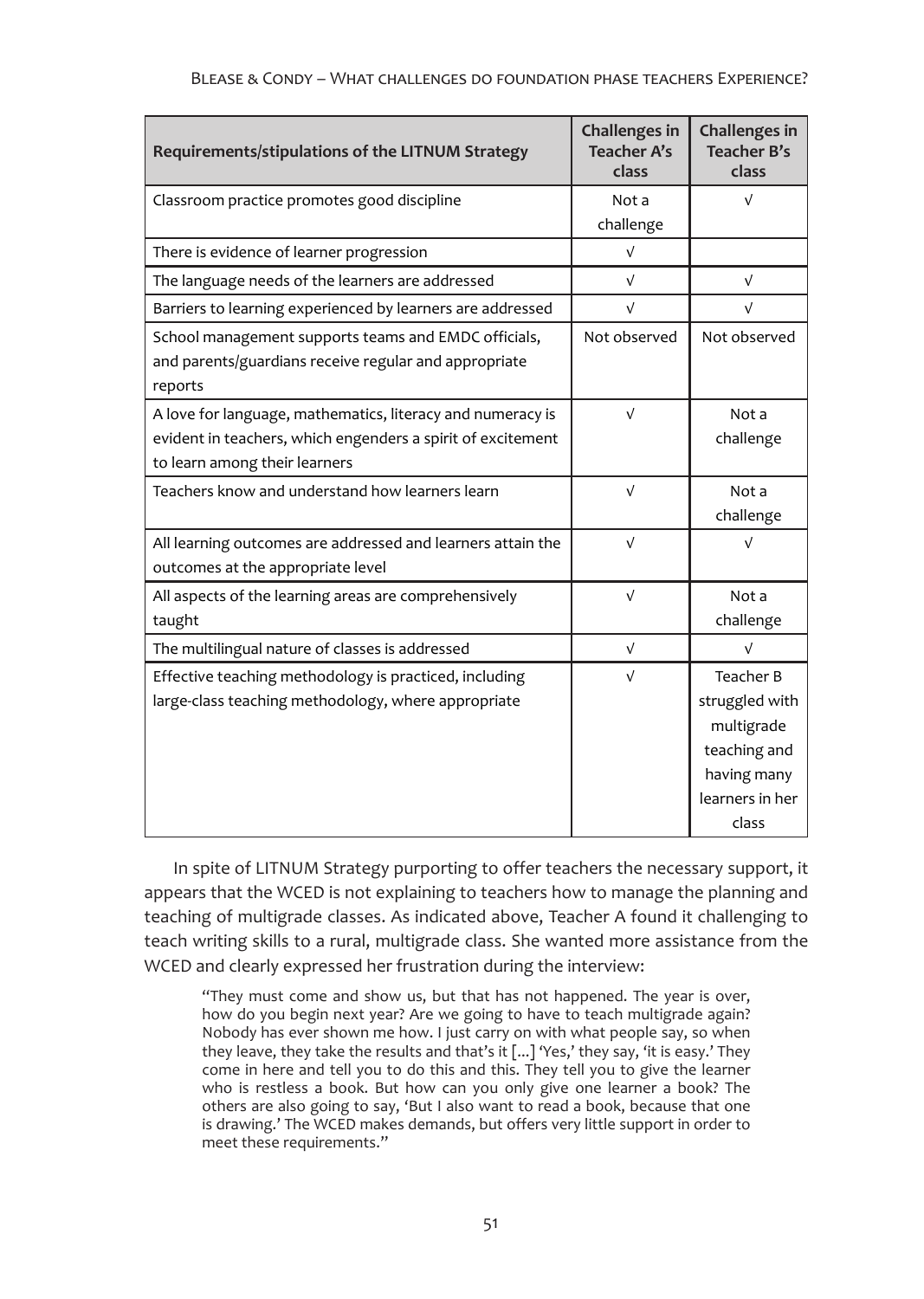| Requirements/stipulations of the LITNUM Strategy | Challenges in Teacher A's class | Challenges in Teacher B's class |
|---|---|---|
| Classroom practice promotes good discipline | Not a challenge | √ |
| There is evidence of learner progression | √ | |
| The language needs of the learners are addressed | √ | √ |
| Barriers to learning experienced by learners are addressed | √ | √ |
| School management supports teams and EMDC officials, and parents/guardians receive regular and appropriate reports | Not observed | Not observed |
| A love for language, mathematics, literacy and numeracy is evident in teachers, which engenders a spirit of excitement to learn among their learners | √ | Not a challenge |
| Teachers know and understand how learners learn | √ | Not a challenge |
| All learning outcomes are addressed and learners attain the outcomes at the appropriate level | √ | √ |
| All aspects of the learning areas are comprehensively taught | √ | Not a challenge |
| The multilingual nature of classes is addressed | √ | √ |
| Effective teaching methodology is practiced, including large-class teaching methodology, where appropriate | √ | Teacher B struggled with multigrade teaching and having many learners in her class |

In spite of LITNUM Strategy purporting to offer teachers the necessary support, it appears that the WCED is not explaining to teachers how to manage the planning and teaching of multigrade classes. As indicated above, Teacher A found it challenging to teach writing skills to a rural, multigrade class. She wanted more assistance from the WCED and clearly expressed her frustration during the interview:

> "They must come and show us, but that has not happened. The year is over, how do you begin next year? Are we going to have to teach multigrade again? Nobody has ever shown me how. I just carry on with what people say, so when they leave, they take the results and that's it [...] 'Yes,' they say, 'it is easy.' They come in here and tell you to do this and this. They tell you to give the learner who is restless a book. But how can you only give one learner a book? The others are also going to say, 'But I also want to read a book, because that one is drawing.' The WCED makes demands, but offers very little support in order to meet these requirements."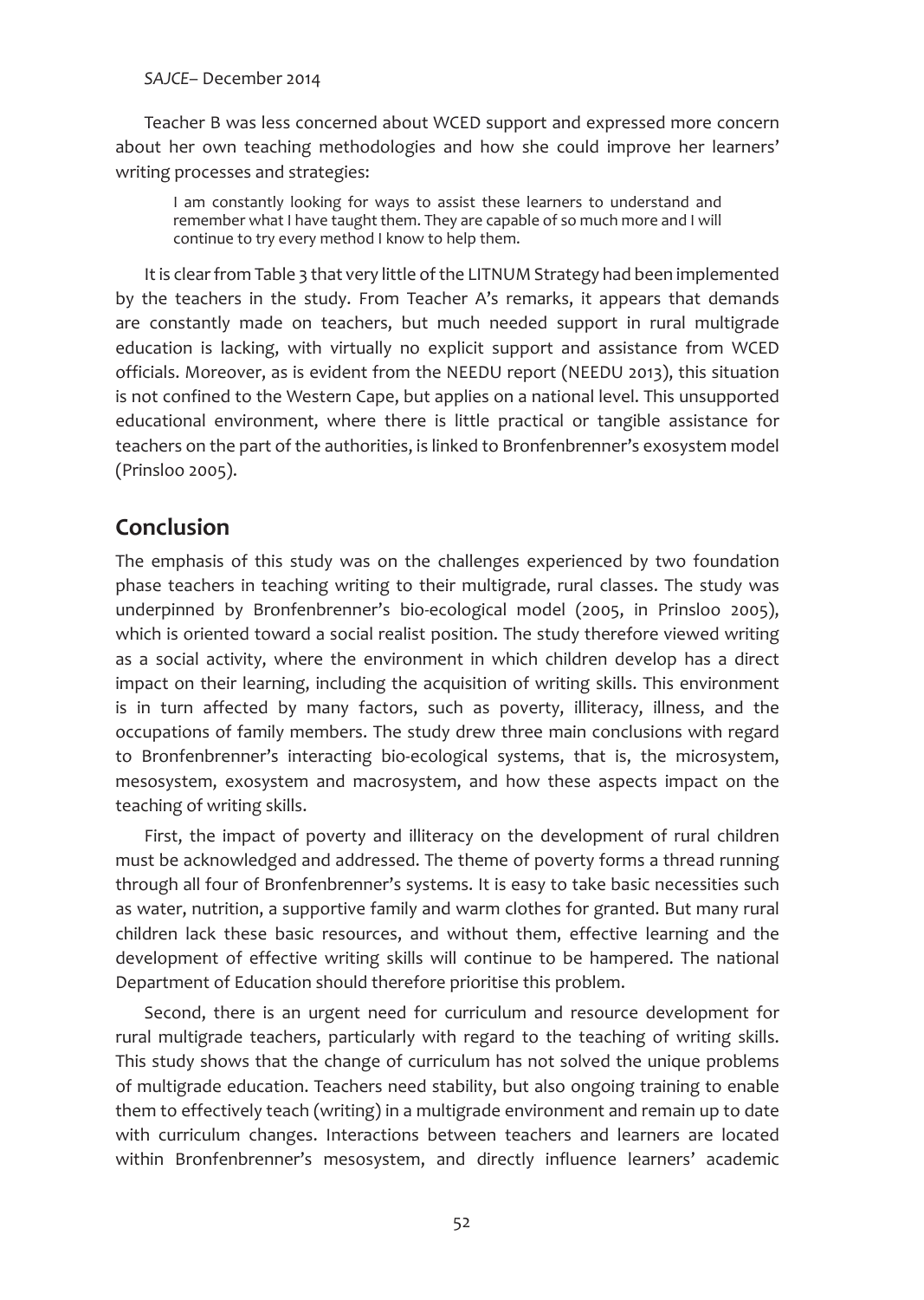Teacher B was less concerned about WCED support and expressed more concern about her own teaching methodologies and how she could improve her learners' writing processes and strategies:

> I am constantly looking for ways to assist these learners to understand and remember what I have taught them. They are capable of so much more and I will continue to try every method I know to help them.

It is clear from Table 3 that very little of the LITNUM Strategy had been implemented by the teachers in the study. From Teacher A's remarks, it appears that demands are constantly made on teachers, but much needed support in rural multigrade education is lacking, with virtually no explicit support and assistance from WCED officials. Moreover, as is evident from the NEEDU report (NEEDU 2013), this situation is not confined to the Western Cape, but applies on a national level. This unsupported educational environment, where there is little practical or tangible assistance for teachers on the part of the authorities, is linked to Bronfenbrenner's exosystem model (Prinsloo 2005).

## Conclusion

The emphasis of this study was on the challenges experienced by two foundation phase teachers in teaching writing to their multigrade, rural classes. The study was underpinned by Bronfenbrenner's bio-ecological model (2005, in Prinsloo 2005), which is oriented toward a social realist position. The study therefore viewed writing as a social activity, where the environment in which children develop has a direct impact on their learning, including the acquisition of writing skills. This environment is in turn affected by many factors, such as poverty, illiteracy, illness, and the occupations of family members. The study drew three main conclusions with regard to Bronfenbrenner's interacting bio-ecological systems, that is, the microsystem, mesosystem, exosystem and macrosystem, and how these aspects impact on the teaching of writing skills.

First, the impact of poverty and illiteracy on the development of rural children must be acknowledged and addressed. The theme of poverty forms a thread running through all four of Bronfenbrenner's systems. It is easy to take basic necessities such as water, nutrition, a supportive family and warm clothes for granted. But many rural children lack these basic resources, and without them, effective learning and the development of effective writing skills will continue to be hampered. The national Department of Education should therefore prioritise this problem.

Second, there is an urgent need for curriculum and resource development for rural multigrade teachers, particularly with regard to the teaching of writing skills. This study shows that the change of curriculum has not solved the unique problems of multigrade education. Teachers need stability, but also ongoing training to enable them to effectively teach (writing) in a multigrade environment and remain up to date with curriculum changes. Interactions between teachers and learners are located within Bronfenbrenner's mesosystem, and directly influence learners' academic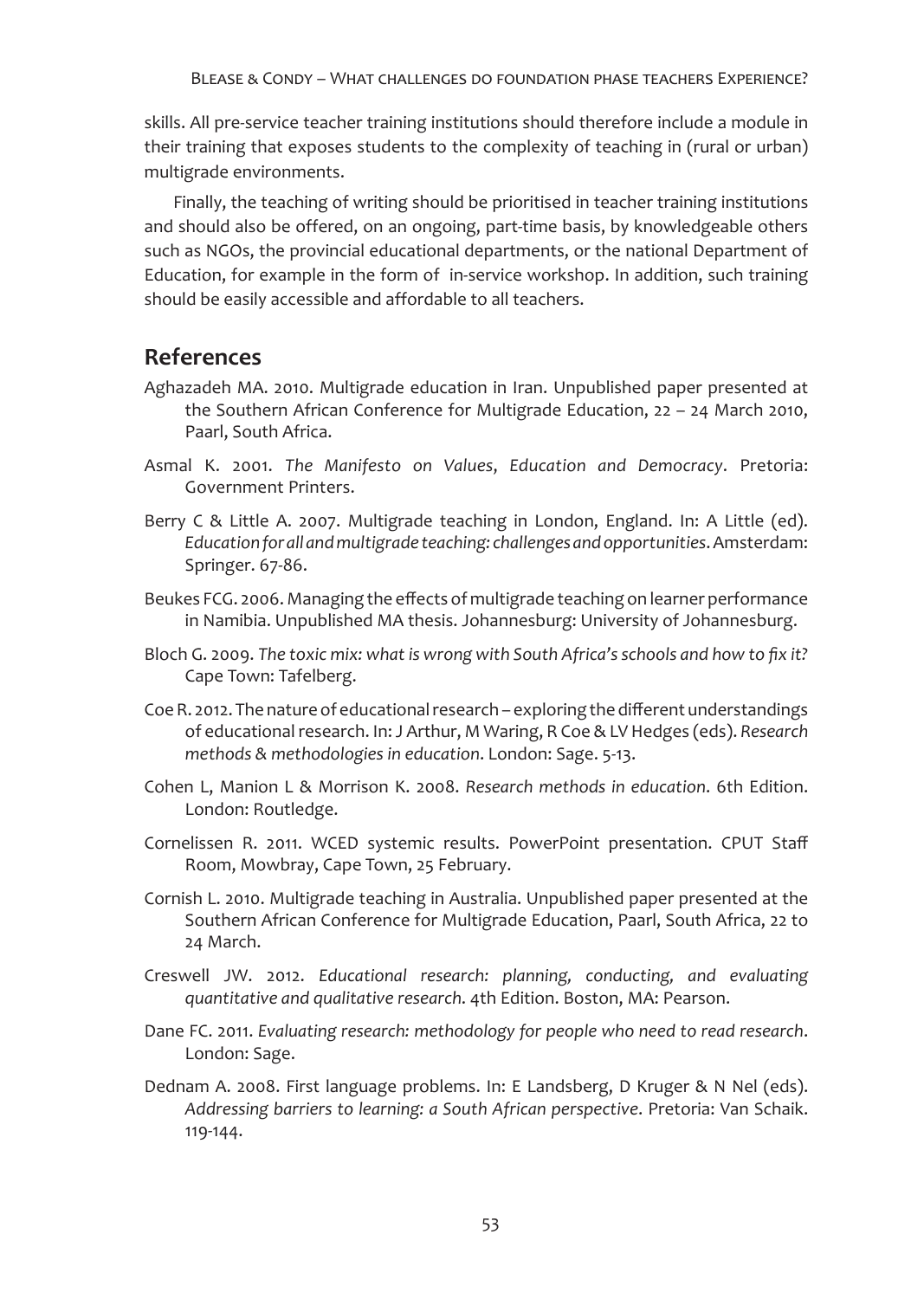skills. All pre-service teacher training institutions should therefore include a module in their training that exposes students to the complexity of teaching in (rural or urban) multigrade environments.

Finally, the teaching of writing should be prioritised in teacher training institutions and should also be offered, on an ongoing, part-time basis, by knowledgeable others such as NGOs, the provincial educational departments, or the national Department of Education, for example in the form of in-service workshop. In addition, such training should be easily accessible and affordable to all teachers.

## References

Aghazadeh MA. 2010. Multigrade education in Iran. Unpublished paper presented at the Southern African Conference for Multigrade Education, 22 – 24 March 2010, Paarl, South Africa.

Asmal K. 2001. *The Manifesto on Values, Education and Democracy*. Pretoria: Government Printers.

Berry C & Little A. 2007. Multigrade teaching in London, England. In: A Little (ed). *Education for all and multigrade teaching: challenges and opportunities*. Amsterdam: Springer. 67-86.

Beukes FCG. 2006. Managing the effects of multigrade teaching on learner performance in Namibia. Unpublished MA thesis. Johannesburg: University of Johannesburg.

Bloch G. 2009. *The toxic mix: what is wrong with South Africa's schools and how to fix it?* Cape Town: Tafelberg.

Coe R. 2012. The nature of educational research – exploring the different understandings of educational research. In: J Arthur, M Waring, R Coe & LV Hedges (eds). *Research methods & methodologies in education*. London: Sage. 5-13.

Cohen L, Manion L & Morrison K. 2008. *Research methods in education*. 6th Edition. London: Routledge.

Cornelissen R. 2011. WCED systemic results. PowerPoint presentation. CPUT Staff Room, Mowbray, Cape Town, 25 February.

Cornish L. 2010. Multigrade teaching in Australia. Unpublished paper presented at the Southern African Conference for Multigrade Education, Paarl, South Africa, 22 to 24 March.

Creswell JW. 2012. *Educational research: planning, conducting, and evaluating quantitative and qualitative research*. 4th Edition. Boston, MA: Pearson.

Dane FC. 2011. *Evaluating research: methodology for people who need to read research*. London: Sage.

Dednam A. 2008. First language problems. In: E Landsberg, D Kruger & N Nel (eds). *Addressing barriers to learning: a South African perspective*. Pretoria: Van Schaik. 119-144.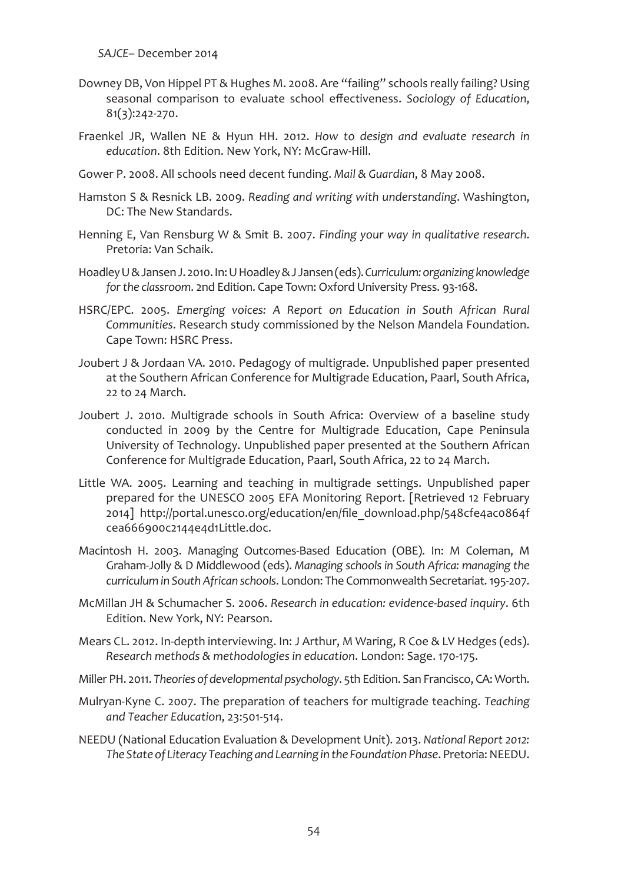Downey DB, Von Hippel PT & Hughes M. 2008. Are "failing" schools really failing? Using seasonal comparison to evaluate school effectiveness. *Sociology of Education*, 81(3):242-270.

Fraenkel JR, Wallen NE & Hyun HH. 2012. *How to design and evaluate research in education*. 8th Edition. New York, NY: McGraw-Hill.

Gower P. 2008. All schools need decent funding. *Mail & Guardian*, 8 May 2008.

Hamston S & Resnick LB. 2009. *Reading and writing with understanding*. Washington, DC: The New Standards.

Henning E, Van Rensburg W & Smit B. 2007. *Finding your way in qualitative research*. Pretoria: Van Schaik.

Hoadley U & Jansen J. 2010. In: U Hoadley & J Jansen (eds). *Curriculum: organizing knowledge for the classroom*. 2nd Edition. Cape Town: Oxford University Press. 93-168.

HSRC/EPC. 2005. *Emerging voices: A Report on Education in South African Rural Communities*. Research study commissioned by the Nelson Mandela Foundation. Cape Town: HSRC Press.

Joubert J & Jordaan VA. 2010. Pedagogy of multigrade. Unpublished paper presented at the Southern African Conference for Multigrade Education, Paarl, South Africa, 22 to 24 March.

Joubert J. 2010. Multigrade schools in South Africa: Overview of a baseline study conducted in 2009 by the Centre for Multigrade Education, Cape Peninsula University of Technology. Unpublished paper presented at the Southern African Conference for Multigrade Education, Paarl, South Africa, 22 to 24 March.

Little WA. 2005. Learning and teaching in multigrade settings. Unpublished paper prepared for the UNESCO 2005 EFA Monitoring Report. [Retrieved 12 February 2014] http://portal.unesco.org/education/en/file_download.php/548cfe4ac0864fcea666900c2144e4d1Little.doc.

Macintosh H. 2003. Managing Outcomes-Based Education (OBE). In: M Coleman, M Graham-Jolly & D Middlewood (eds). *Managing schools in South Africa: managing the curriculum in South African schools*. London: The Commonwealth Secretariat. 195-207.

McMillan JH & Schumacher S. 2006. *Research in education: evidence-based inquiry*. 6th Edition. New York, NY: Pearson.

Mears CL. 2012. In-depth interviewing. In: J Arthur, M Waring, R Coe & LV Hedges (eds). *Research methods & methodologies in education*. London: Sage. 170-175.

Miller PH. 2011. *Theories of developmental psychology*. 5th Edition. San Francisco, CA: Worth.

Mulryan-Kyne C. 2007. The preparation of teachers for multigrade teaching. *Teaching and Teacher Education*, 23:501-514.

NEEDU (National Education Evaluation & Development Unit). 2013. *National Report 2012: The State of Literacy Teaching and Learning in the Foundation Phase*. Pretoria: NEEDU.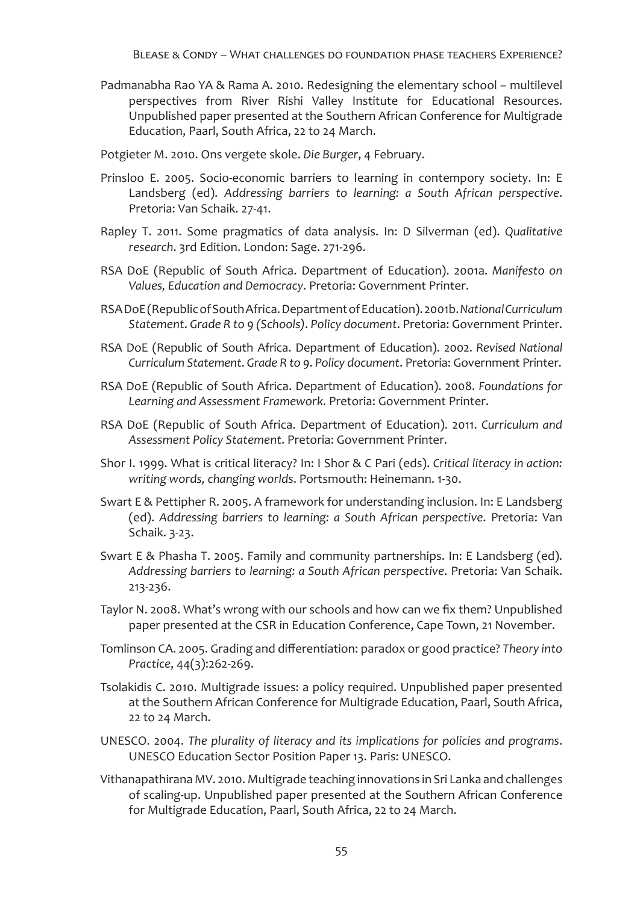Padmanabha Rao YA & Rama A. 2010. Redesigning the elementary school – multilevel perspectives from River Rishi Valley Institute for Educational Resources. Unpublished paper presented at the Southern African Conference for Multigrade Education, Paarl, South Africa, 22 to 24 March.

Potgieter M. 2010. Ons vergete skole. *Die Burger*, 4 February.

Prinsloo E. 2005. Socio-economic barriers to learning in contempory society. In: E Landsberg (ed). *Addressing barriers to learning: a South African perspective*. Pretoria: Van Schaik. 27-41.

Rapley T. 2011. Some pragmatics of data analysis. In: D Silverman (ed). *Qualitative research*. 3rd Edition. London: Sage. 271-296.

RSA DoE (Republic of South Africa. Department of Education). 2001a. *Manifesto on Values, Education and Democracy*. Pretoria: Government Printer.

RSA DoE (Republic of South Africa. Department of Education). 2001b. *National Curriculum Statement. Grade R to 9 (Schools). Policy document*. Pretoria: Government Printer.

RSA DoE (Republic of South Africa. Department of Education). 2002. *Revised National Curriculum Statement. Grade R to 9. Policy document*. Pretoria: Government Printer.

RSA DoE (Republic of South Africa. Department of Education). 2008. *Foundations for Learning and Assessment Framework*. Pretoria: Government Printer.

RSA DoE (Republic of South Africa. Department of Education). 2011. *Curriculum and Assessment Policy Statement*. Pretoria: Government Printer.

Shor I. 1999. What is critical literacy? In: I Shor & C Pari (eds). *Critical literacy in action: writing words, changing worlds*. Portsmouth: Heinemann. 1-30.

Swart E & Pettipher R. 2005. A framework for understanding inclusion. In: E Landsberg (ed). *Addressing barriers to learning: a South African perspective*. Pretoria: Van Schaik. 3-23.

Swart E & Phasha T. 2005. Family and community partnerships. In: E Landsberg (ed). *Addressing barriers to learning: a South African perspective*. Pretoria: Van Schaik. 213-236.

Taylor N. 2008. What's wrong with our schools and how can we fix them? Unpublished paper presented at the CSR in Education Conference, Cape Town, 21 November.

Tomlinson CA. 2005. Grading and differentiation: paradox or good practice? *Theory into Practice*, 44(3):262-269.

Tsolakidis C. 2010. Multigrade issues: a policy required. Unpublished paper presented at the Southern African Conference for Multigrade Education, Paarl, South Africa, 22 to 24 March.

UNESCO. 2004. *The plurality of literacy and its implications for policies and programs*. UNESCO Education Sector Position Paper 13. Paris: UNESCO.

Vithanapathirana MV. 2010. Multigrade teaching innovations in Sri Lanka and challenges of scaling-up. Unpublished paper presented at the Southern African Conference for Multigrade Education, Paarl, South Africa, 22 to 24 March.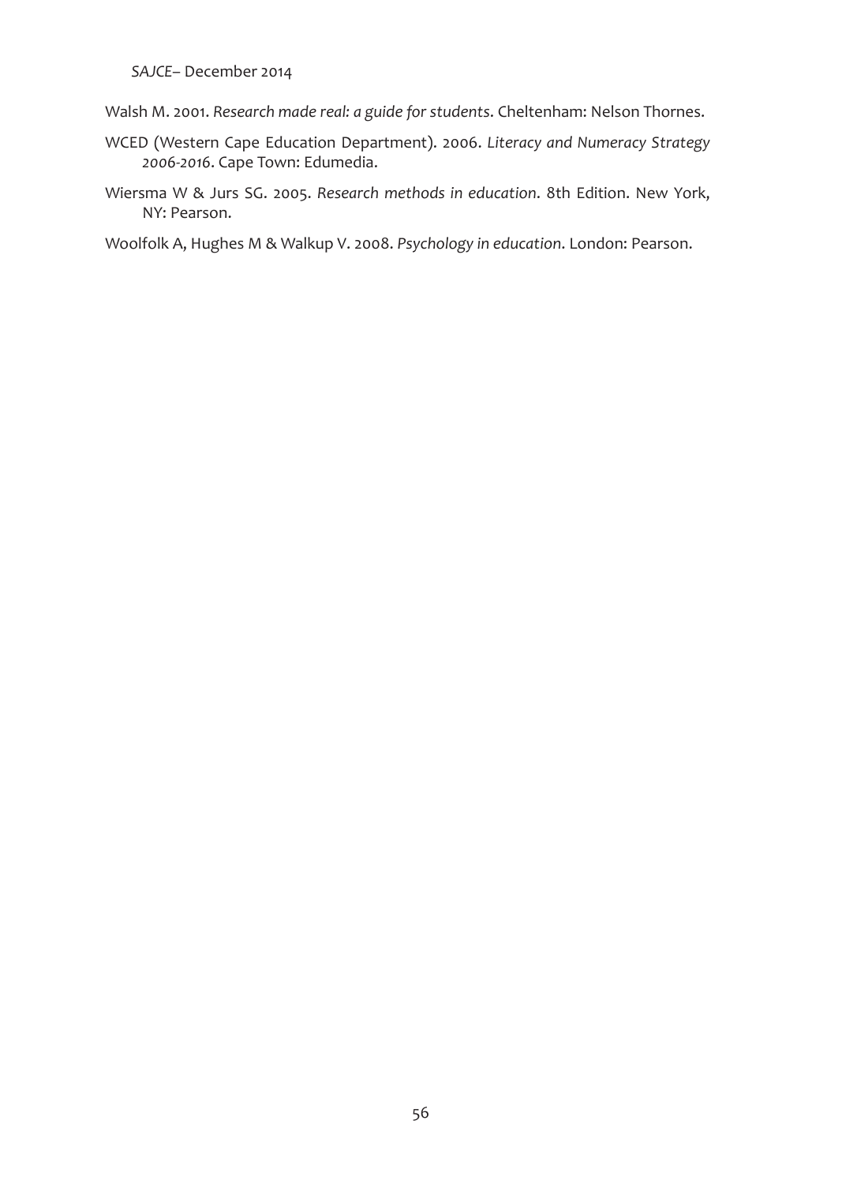Walsh M. 2001. *Research made real: a guide for students*. Cheltenham: Nelson Thornes.

WCED (Western Cape Education Department). 2006. *Literacy and Numeracy Strategy 2006-2016*. Cape Town: Edumedia.

Wiersma W & Jurs SG. 2005. *Research methods in education*. 8th Edition. New York, NY: Pearson.

Woolfolk A, Hughes M & Walkup V. 2008. *Psychology in education*. London: Pearson.